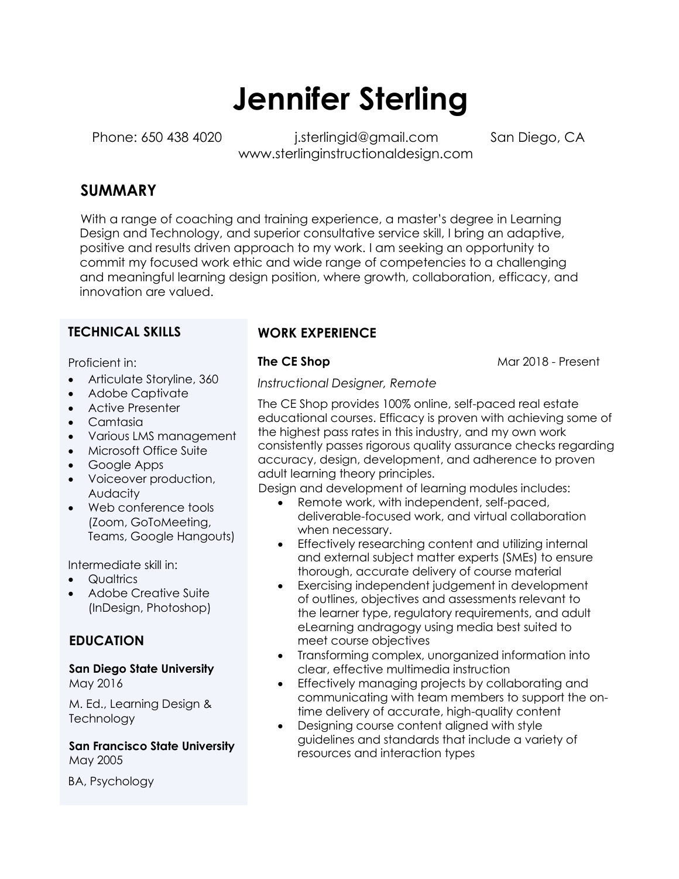# Jennifer Sterling

Phone: 650 438 4020 j.sterlingid@gmail.com San Diego, CA
www.sterlinginstructionaldesign.com

## SUMMARY

With a range of coaching and training experience, a master's degree in Learning Design and Technology, and superior consultative service skill, I bring an adaptive, positive and results driven approach to my work. I am seeking an opportunity to commit my focused work ethic and wide range of competencies to a challenging and meaningful learning design position, where growth, collaboration, efficacy, and innovation are valued.

## TECHNICAL SKILLS

Proficient in:

- Articulate Storyline, 360
- Adobe Captivate
- Active Presenter
- Camtasia
- Various LMS management
- Microsoft Office Suite
- Google Apps
- Voiceover production, Audacity
- Web conference tools (Zoom, GoToMeeting, Teams, Google Hangouts)

Intermediate skill in:

- Qualtrics
- Adobe Creative Suite (InDesign, Photoshop)

## EDUCATION

**San Diego State University**
May 2016

M. Ed., Learning Design & Technology

**San Francisco State University**
May 2005

BA, Psychology

## WORK EXPERIENCE

**The CE Shop** Mar 2018 - Present

*Instructional Designer, Remote*

The CE Shop provides 100% online, self-paced real estate educational courses. Efficacy is proven with achieving some of the highest pass rates in this industry, and my own work consistently passes rigorous quality assurance checks regarding accuracy, design, development, and adherence to proven adult learning theory principles.

Design and development of learning modules includes:

- Remote work, with independent, self-paced, deliverable-focused work, and virtual collaboration when necessary.
- Effectively researching content and utilizing internal and external subject matter experts (SMEs) to ensure thorough, accurate delivery of course material
- Exercising independent judgement in development of outlines, objectives and assessments relevant to the learner type, regulatory requirements, and adult eLearning andragogy using media best suited to meet course objectives
- Transforming complex, unorganized information into clear, effective multimedia instruction
- Effectively managing projects by collaborating and communicating with team members to support the on-time delivery of accurate, high-quality content
- Designing course content aligned with style guidelines and standards that include a variety of resources and interaction types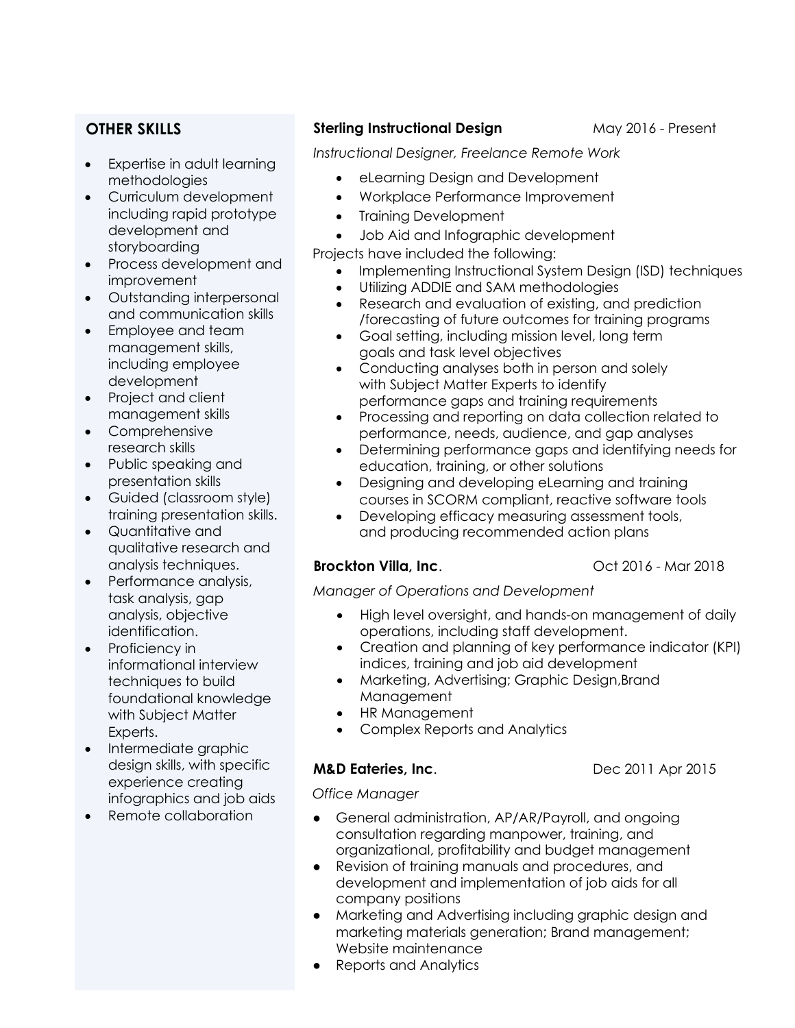## OTHER SKILLS

- Expertise in adult learning methodologies
- Curriculum development including rapid prototype development and storyboarding
- Process development and improvement
- Outstanding interpersonal and communication skills
- Employee and team management skills, including employee development
- Project and client management skills
- Comprehensive research skills
- Public speaking and presentation skills
- Guided (classroom style) training presentation skills.
- Quantitative and qualitative research and analysis techniques.
- Performance analysis, task analysis, gap analysis, objective identification.
- Proficiency in informational interview techniques to build foundational knowledge with Subject Matter Experts.
- Intermediate graphic design skills, with specific experience creating infographics and job aids
- Remote collaboration

**Sterling Instructional Design** May 2016 - Present

*Instructional Designer, Freelance Remote Work*

- eLearning Design and Development
- Workplace Performance Improvement
- Training Development
- Job Aid and Infographic development

Projects have included the following:

- Implementing Instructional System Design (ISD) techniques
- Utilizing ADDIE and SAM methodologies
- Research and evaluation of existing, and prediction /forecasting of future outcomes for training programs
- Goal setting, including mission level, long term goals and task level objectives
- Conducting analyses both in person and solely with Subject Matter Experts to identify performance gaps and training requirements
- Processing and reporting on data collection related to performance, needs, audience, and gap analyses
- Determining performance gaps and identifying needs for education, training, or other solutions
- Designing and developing eLearning and training courses in SCORM compliant, reactive software tools
- Developing efficacy measuring assessment tools, and producing recommended action plans

**Brockton Villa, Inc**. Oct 2016 - Mar 2018

*Manager of Operations and Development*

- High level oversight, and hands-on management of daily operations, including staff development.
- Creation and planning of key performance indicator (KPI) indices, training and job aid development
- Marketing, Advertising; Graphic Design,Brand Management
- HR Management
- Complex Reports and Analytics

**M&D Eateries, Inc**. Dec 2011 Apr 2015

*Office Manager*

- General administration, AP/AR/Payroll, and ongoing consultation regarding manpower, training, and organizational, profitability and budget management
- Revision of training manuals and procedures, and development and implementation of job aids for all company positions
- Marketing and Advertising including graphic design and marketing materials generation; Brand management; Website maintenance
- Reports and Analytics